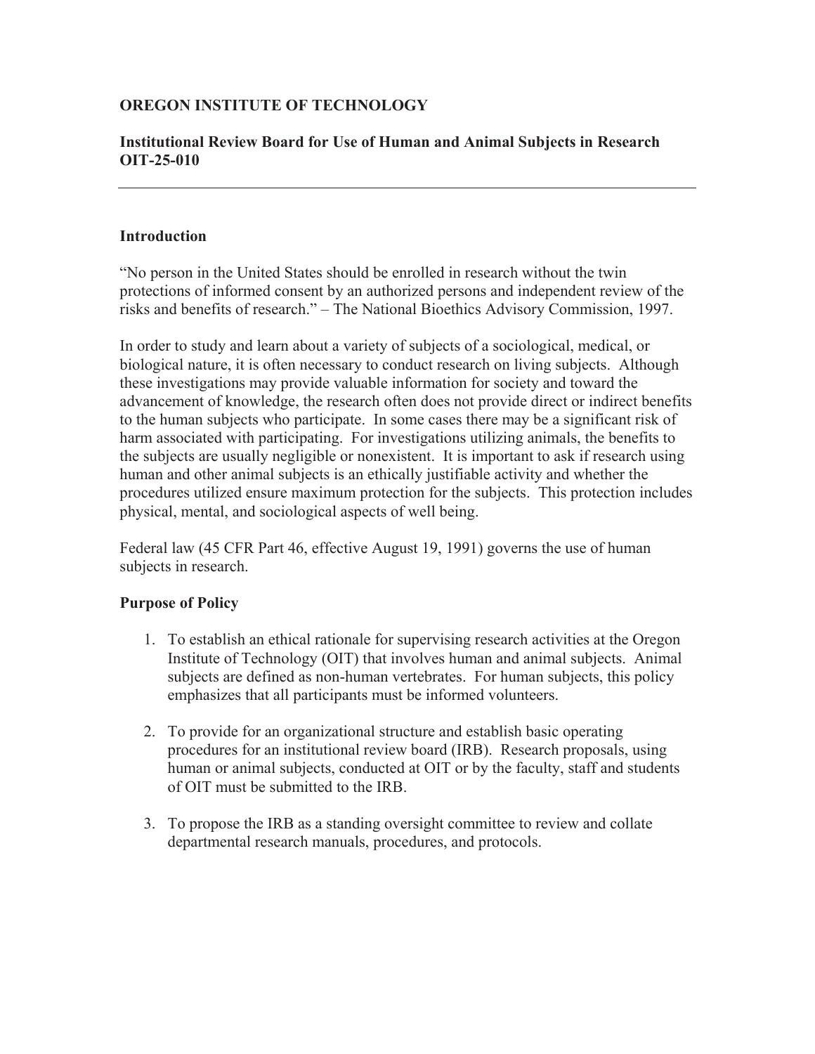**OREGON INSTITUTE OF TECHNOLOGY**

**Institutional Review Board for Use of Human and Animal Subjects in Research OIT-25-010**

---

## Introduction

"No person in the United States should be enrolled in research without the twin protections of informed consent by an authorized persons and independent review of the risks and benefits of research." – The National Bioethics Advisory Commission, 1997.

In order to study and learn about a variety of subjects of a sociological, medical, or biological nature, it is often necessary to conduct research on living subjects. Although these investigations may provide valuable information for society and toward the advancement of knowledge, the research often does not provide direct or indirect benefits to the human subjects who participate. In some cases there may be a significant risk of harm associated with participating. For investigations utilizing animals, the benefits to the subjects are usually negligible or nonexistent. It is important to ask if research using human and other animal subjects is an ethically justifiable activity and whether the procedures utilized ensure maximum protection for the subjects. This protection includes physical, mental, and sociological aspects of well being.

Federal law (45 CFR Part 46, effective August 19, 1991) governs the use of human subjects in research.

## Purpose of Policy

1. To establish an ethical rationale for supervising research activities at the Oregon Institute of Technology (OIT) that involves human and animal subjects. Animal subjects are defined as non-human vertebrates. For human subjects, this policy emphasizes that all participants must be informed volunteers.

2. To provide for an organizational structure and establish basic operating procedures for an institutional review board (IRB). Research proposals, using human or animal subjects, conducted at OIT or by the faculty, staff and students of OIT must be submitted to the IRB.

3. To propose the IRB as a standing oversight committee to review and collate departmental research manuals, procedures, and protocols.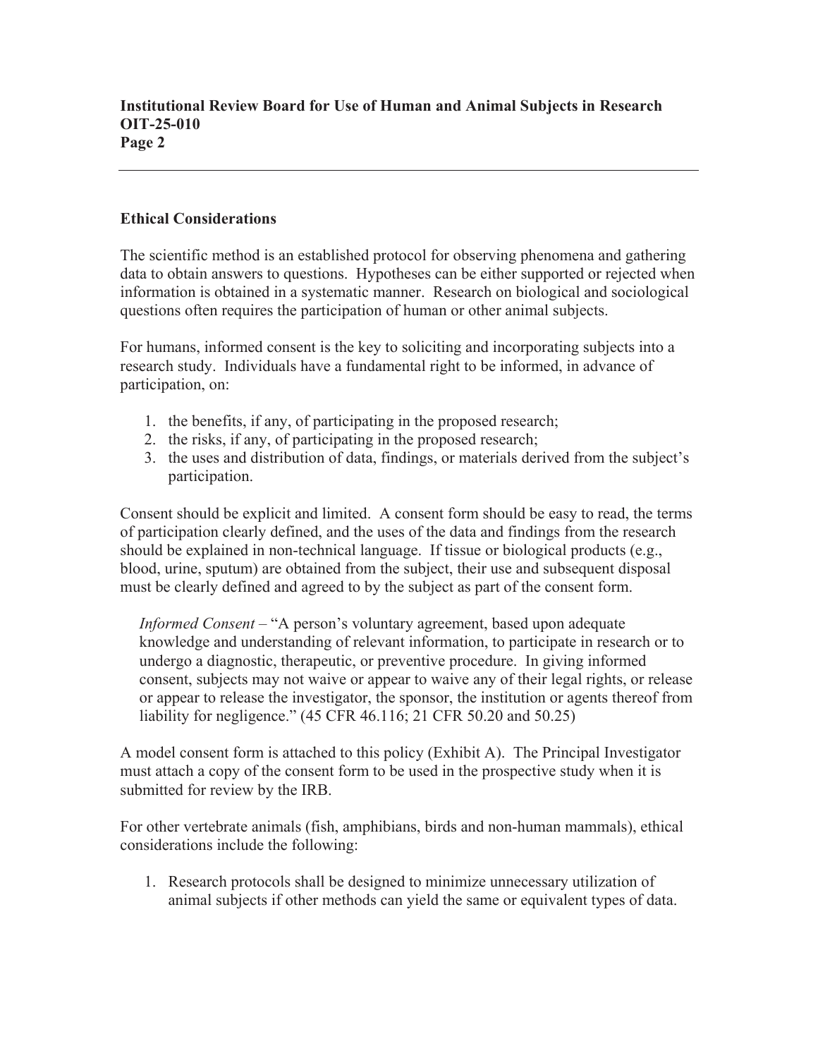## Ethical Considerations

The scientific method is an established protocol for observing phenomena and gathering data to obtain answers to questions. Hypotheses can be either supported or rejected when information is obtained in a systematic manner. Research on biological and sociological questions often requires the participation of human or other animal subjects.

For humans, informed consent is the key to soliciting and incorporating subjects into a research study. Individuals have a fundamental right to be informed, in advance of participation, on:

1. the benefits, if any, of participating in the proposed research;
2. the risks, if any, of participating in the proposed research;
3. the uses and distribution of data, findings, or materials derived from the subject's participation.

Consent should be explicit and limited. A consent form should be easy to read, the terms of participation clearly defined, and the uses of the data and findings from the research should be explained in non-technical language. If tissue or biological products (e.g., blood, urine, sputum) are obtained from the subject, their use and subsequent disposal must be clearly defined and agreed to by the subject as part of the consent form.

> *Informed Consent* – "A person's voluntary agreement, based upon adequate knowledge and understanding of relevant information, to participate in research or to undergo a diagnostic, therapeutic, or preventive procedure. In giving informed consent, subjects may not waive or appear to waive any of their legal rights, or release or appear to release the investigator, the sponsor, the institution or agents thereof from liability for negligence." (45 CFR 46.116; 21 CFR 50.20 and 50.25)

A model consent form is attached to this policy (Exhibit A). The Principal Investigator must attach a copy of the consent form to be used in the prospective study when it is submitted for review by the IRB.

For other vertebrate animals (fish, amphibians, birds and non-human mammals), ethical considerations include the following:

1. Research protocols shall be designed to minimize unnecessary utilization of animal subjects if other methods can yield the same or equivalent types of data.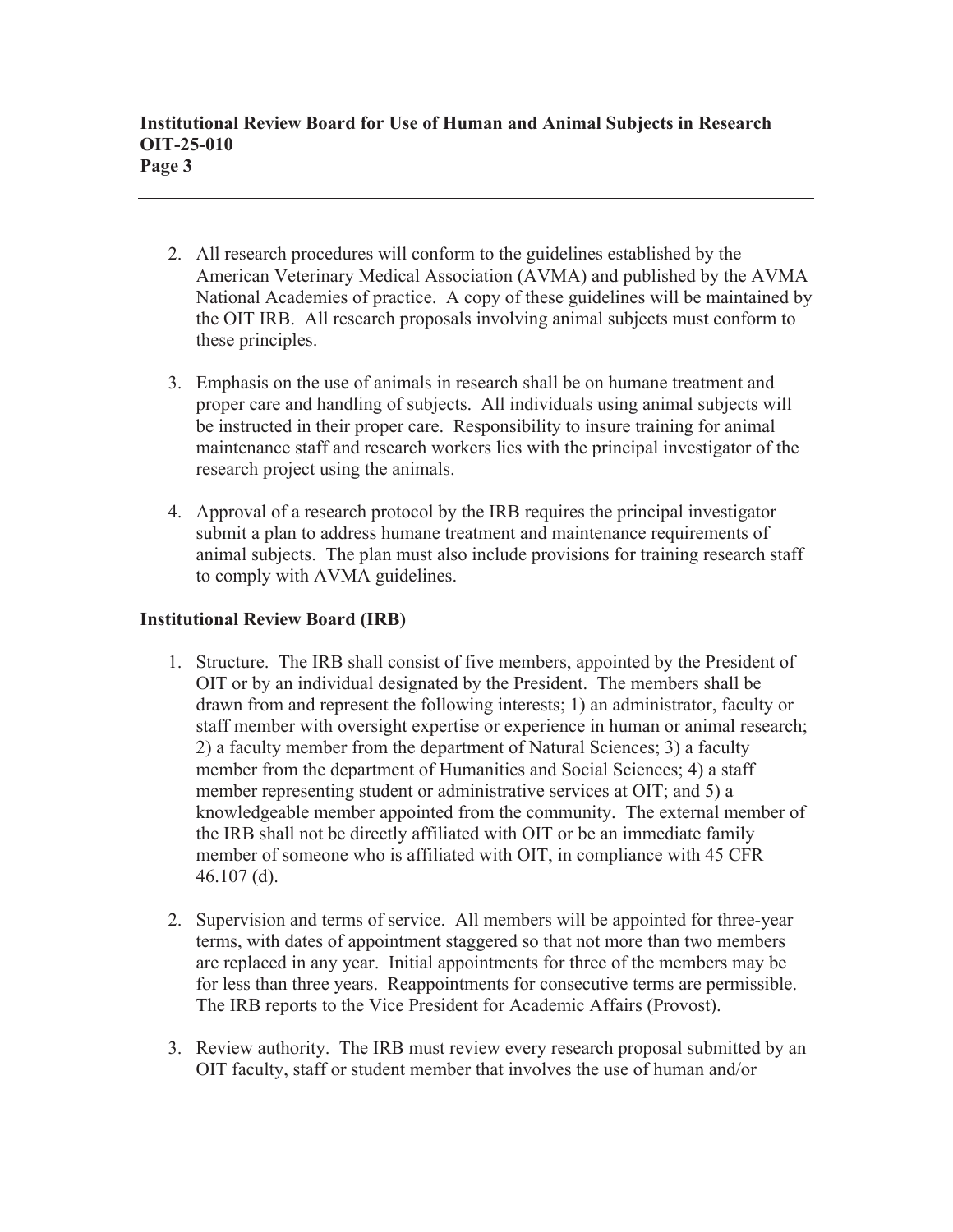2. All research procedures will conform to the guidelines established by the American Veterinary Medical Association (AVMA) and published by the AVMA National Academies of practice. A copy of these guidelines will be maintained by the OIT IRB. All research proposals involving animal subjects must conform to these principles.

3. Emphasis on the use of animals in research shall be on humane treatment and proper care and handling of subjects. All individuals using animal subjects will be instructed in their proper care. Responsibility to insure training for animal maintenance staff and research workers lies with the principal investigator of the research project using the animals.

4. Approval of a research protocol by the IRB requires the principal investigator submit a plan to address humane treatment and maintenance requirements of animal subjects. The plan must also include provisions for training research staff to comply with AVMA guidelines.

**Institutional Review Board (IRB)**

1. Structure. The IRB shall consist of five members, appointed by the President of OIT or by an individual designated by the President. The members shall be drawn from and represent the following interests; 1) an administrator, faculty or staff member with oversight expertise or experience in human or animal research; 2) a faculty member from the department of Natural Sciences; 3) a faculty member from the department of Humanities and Social Sciences; 4) a staff member representing student or administrative services at OIT; and 5) a knowledgeable member appointed from the community. The external member of the IRB shall not be directly affiliated with OIT or be an immediate family member of someone who is affiliated with OIT, in compliance with 45 CFR 46.107 (d).

2. Supervision and terms of service. All members will be appointed for three-year terms, with dates of appointment staggered so that not more than two members are replaced in any year. Initial appointments for three of the members may be for less than three years. Reappointments for consecutive terms are permissible. The IRB reports to the Vice President for Academic Affairs (Provost).

3. Review authority. The IRB must review every research proposal submitted by an OIT faculty, staff or student member that involves the use of human and/or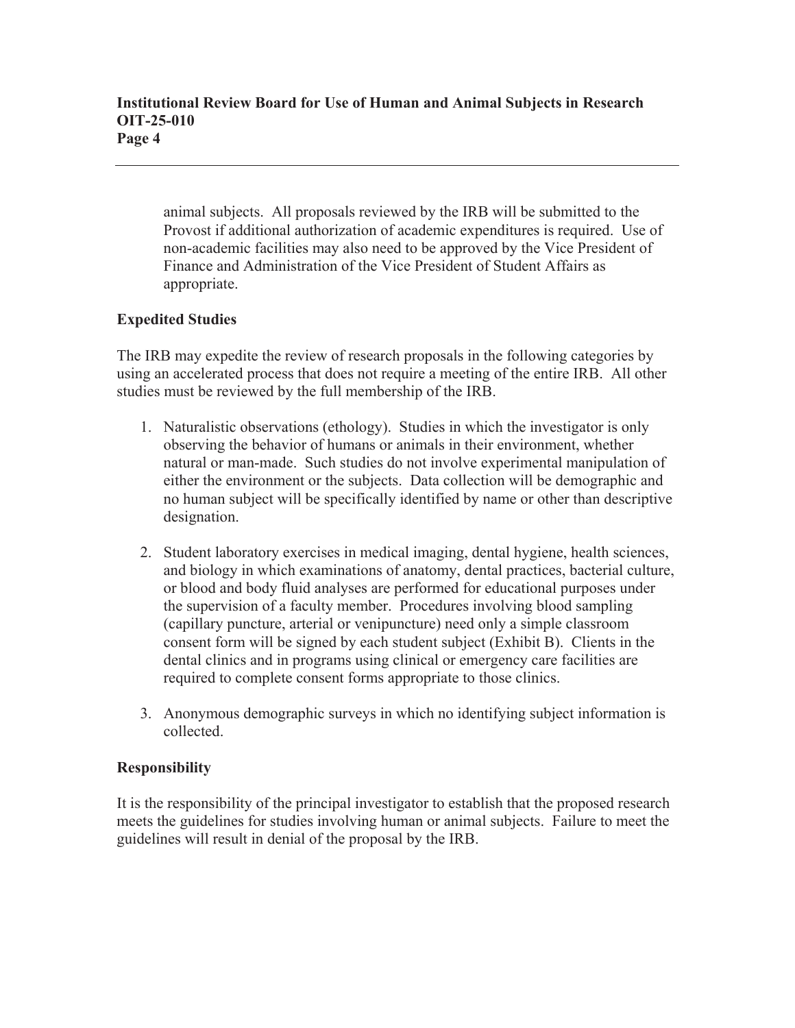animal subjects. All proposals reviewed by the IRB will be submitted to the Provost if additional authorization of academic expenditures is required. Use of non-academic facilities may also need to be approved by the Vice President of Finance and Administration of the Vice President of Student Affairs as appropriate.

**Expedited Studies**

The IRB may expedite the review of research proposals in the following categories by using an accelerated process that does not require a meeting of the entire IRB. All other studies must be reviewed by the full membership of the IRB.

1. Naturalistic observations (ethology). Studies in which the investigator is only observing the behavior of humans or animals in their environment, whether natural or man-made. Such studies do not involve experimental manipulation of either the environment or the subjects. Data collection will be demographic and no human subject will be specifically identified by name or other than descriptive designation.

2. Student laboratory exercises in medical imaging, dental hygiene, health sciences, and biology in which examinations of anatomy, dental practices, bacterial culture, or blood and body fluid analyses are performed for educational purposes under the supervision of a faculty member. Procedures involving blood sampling (capillary puncture, arterial or venipuncture) need only a simple classroom consent form will be signed by each student subject (Exhibit B). Clients in the dental clinics and in programs using clinical or emergency care facilities are required to complete consent forms appropriate to those clinics.

3. Anonymous demographic surveys in which no identifying subject information is collected.

**Responsibility**

It is the responsibility of the principal investigator to establish that the proposed research meets the guidelines for studies involving human or animal subjects. Failure to meet the guidelines will result in denial of the proposal by the IRB.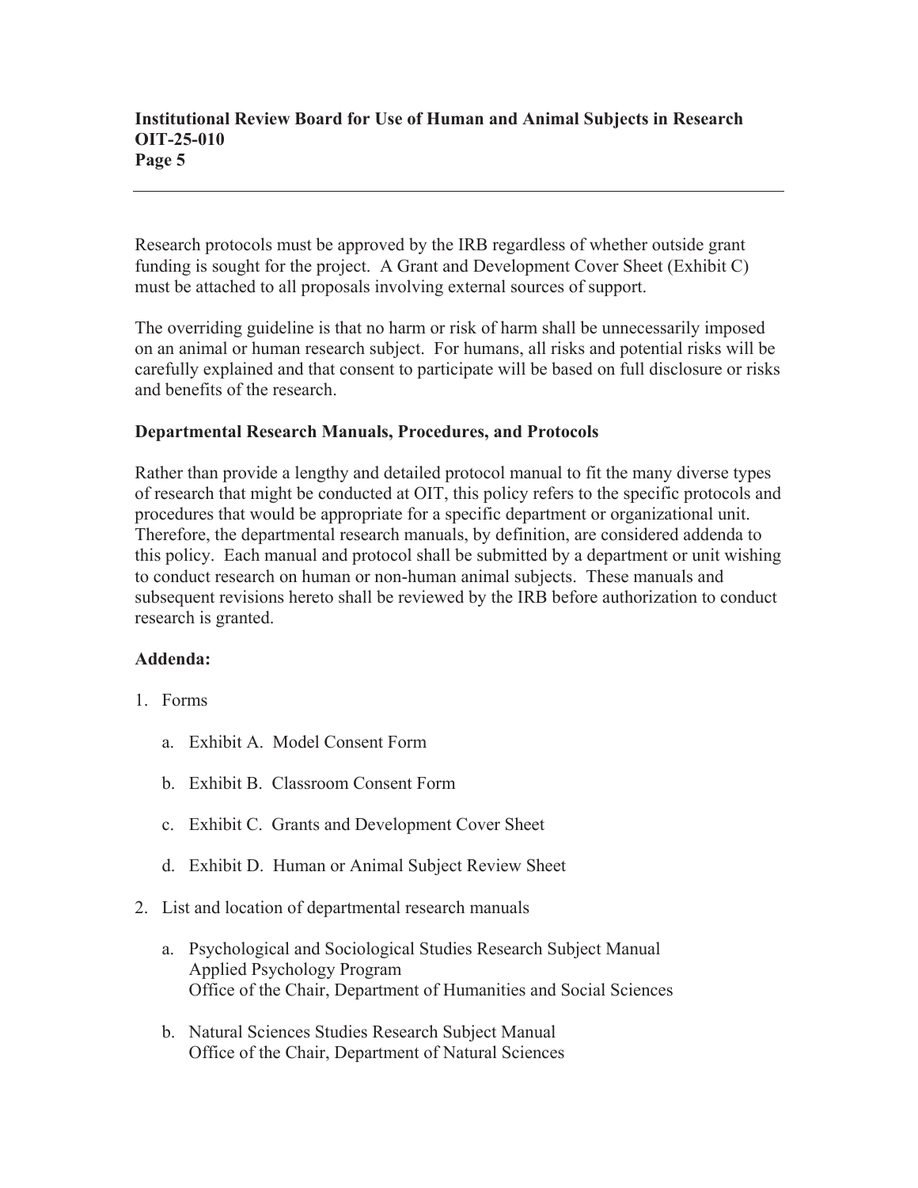Research protocols must be approved by the IRB regardless of whether outside grant funding is sought for the project. A Grant and Development Cover Sheet (Exhibit C) must be attached to all proposals involving external sources of support.

The overriding guideline is that no harm or risk of harm shall be unnecessarily imposed on an animal or human research subject. For humans, all risks and potential risks will be carefully explained and that consent to participate will be based on full disclosure or risks and benefits of the research.

**Departmental Research Manuals, Procedures, and Protocols**

Rather than provide a lengthy and detailed protocol manual to fit the many diverse types of research that might be conducted at OIT, this policy refers to the specific protocols and procedures that would be appropriate for a specific department or organizational unit. Therefore, the departmental research manuals, by definition, are considered addenda to this policy. Each manual and protocol shall be submitted by a department or unit wishing to conduct research on human or non-human animal subjects. These manuals and subsequent revisions hereto shall be reviewed by the IRB before authorization to conduct research is granted.

**Addenda:**

1. Forms

   a. Exhibit A. Model Consent Form

   b. Exhibit B. Classroom Consent Form

   c. Exhibit C. Grants and Development Cover Sheet

   d. Exhibit D. Human or Animal Subject Review Sheet

2. List and location of departmental research manuals

   a. Psychological and Sociological Studies Research Subject Manual
      Applied Psychology Program
      Office of the Chair, Department of Humanities and Social Sciences

   b. Natural Sciences Studies Research Subject Manual
      Office of the Chair, Department of Natural Sciences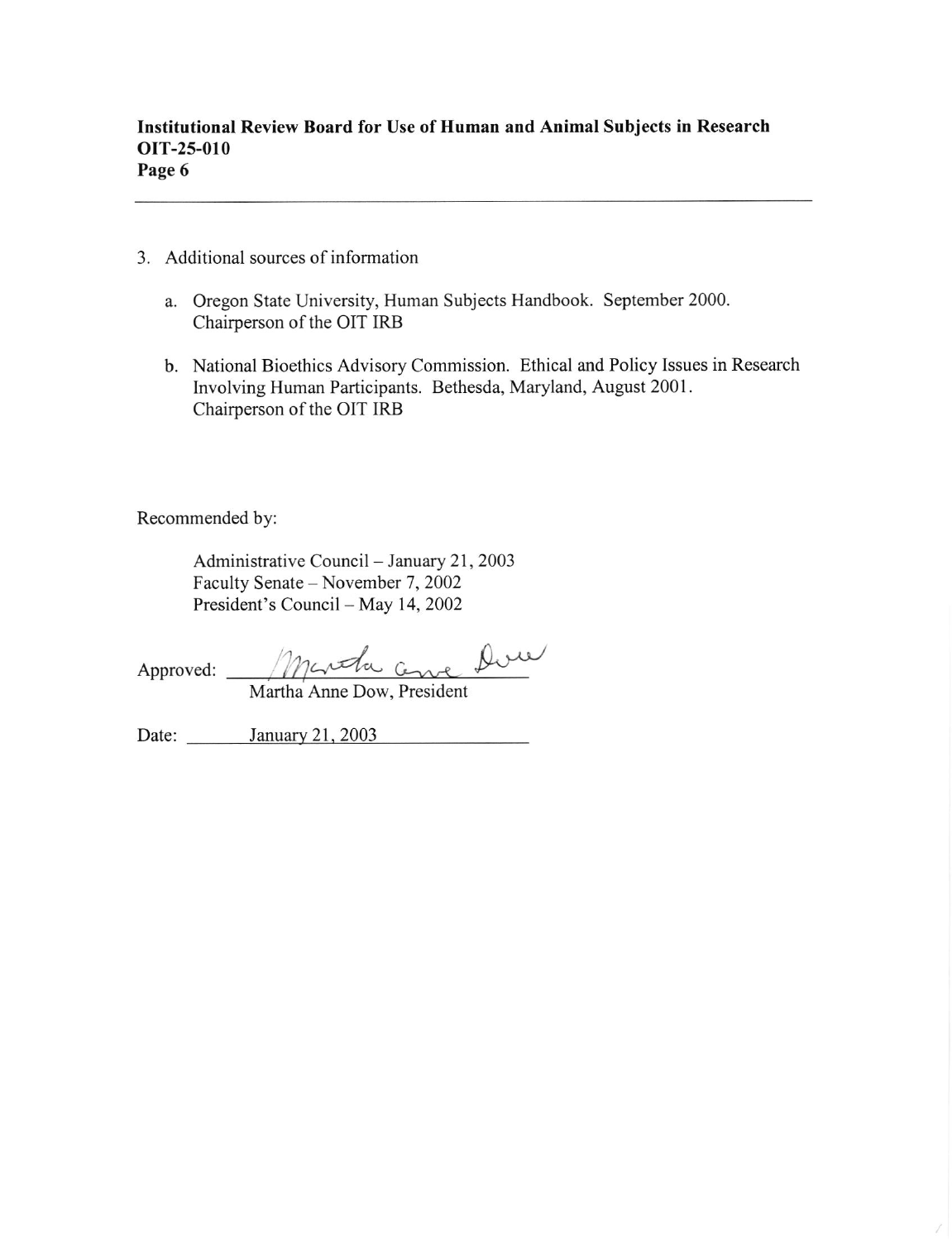3. Additional sources of information

   a. Oregon State University, Human Subjects Handbook. September 2000. Chairperson of the OIT IRB

   b. National Bioethics Advisory Commission. Ethical and Policy Issues in Research Involving Human Participants. Bethesda, Maryland, August 2001. Chairperson of the OIT IRB

Recommended by:

Administrative Council – January 21, 2003
Faculty Senate – November 7, 2002
President's Council – May 14, 2002

Approved: Martha Anne Dow
Martha Anne Dow, President

Date: January 21, 2003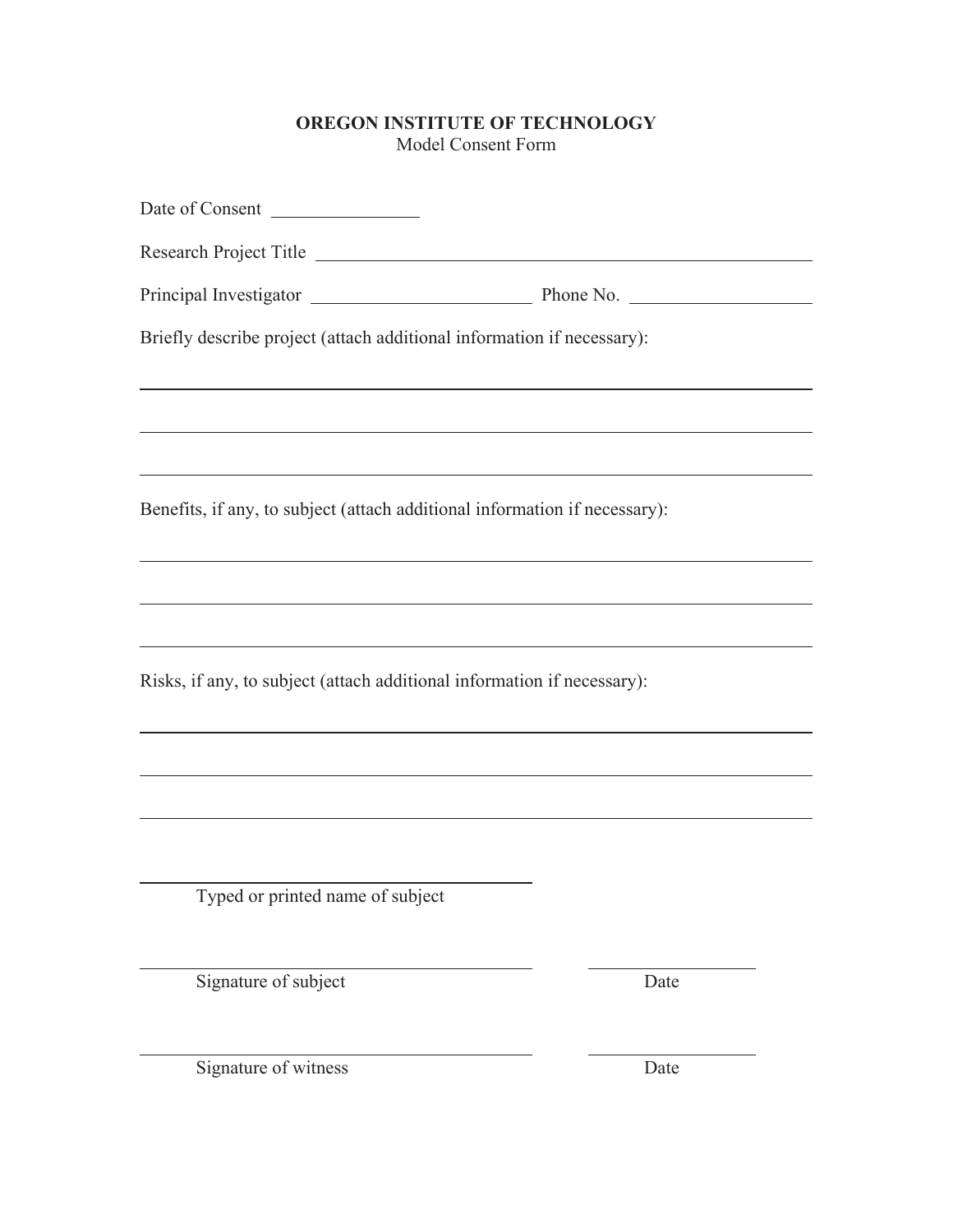# OREGON INSTITUTE OF TECHNOLOGY

Model Consent Form

Date of Consent ________________

Research Project Title ____________________________________________________________

Principal Investigator ________________________ Phone No. ____________________

Briefly describe project (attach additional information if necessary):

______________________________________________________________________________

______________________________________________________________________________

______________________________________________________________________________

Benefits, if any, to subject (attach additional information if necessary):

______________________________________________________________________________

______________________________________________________________________________

______________________________________________________________________________

Risks, if any, to subject (attach additional information if necessary):

______________________________________________________________________________

______________________________________________________________________________

______________________________________________________________________________

____________________________________________
Typed or printed name of subject

____________________________________________ ____________________
Signature of subject Date

____________________________________________ ____________________
Signature of witness Date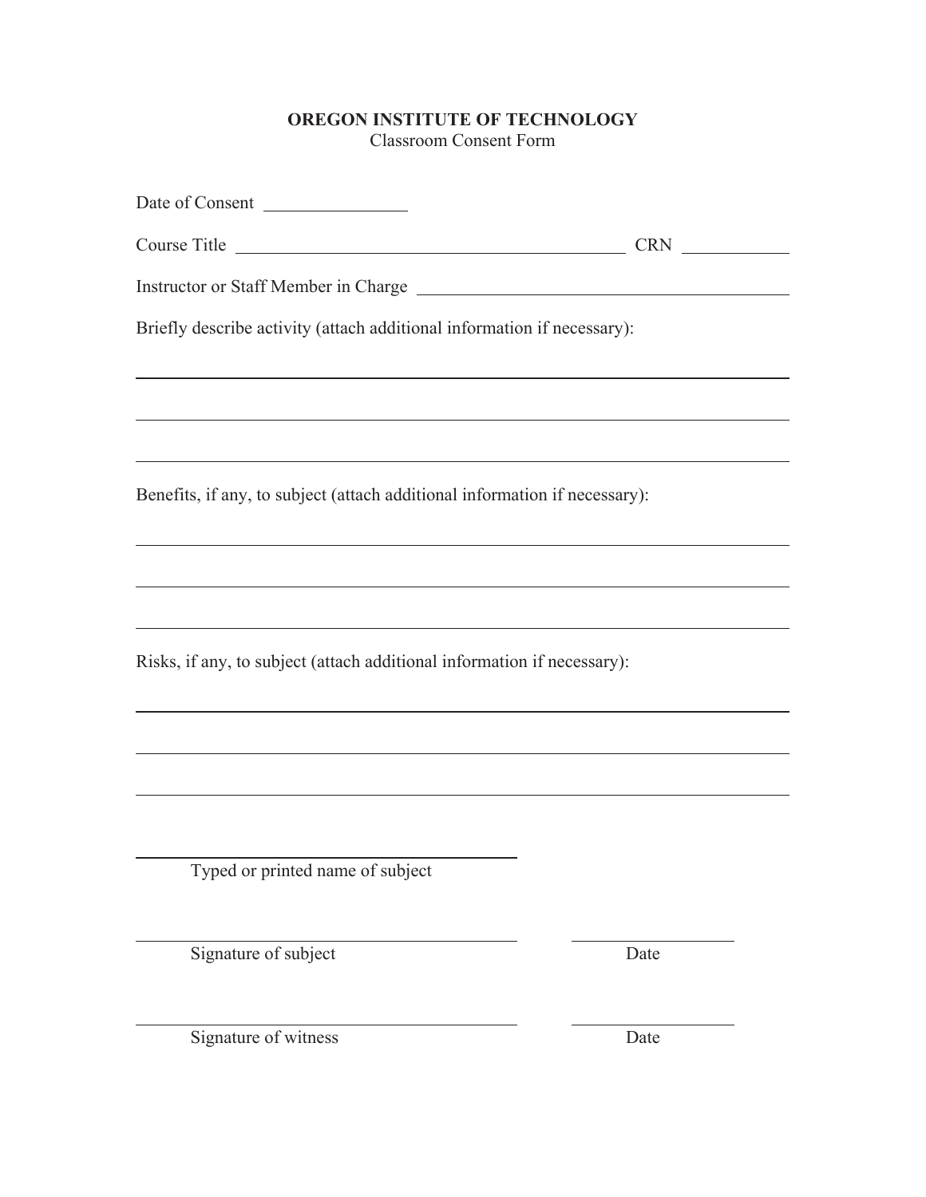# OREGON INSTITUTE OF TECHNOLOGY

Classroom Consent Form

Date of Consent ________________

Course Title ______________________________________________ CRN ___________

Instructor or Staff Member in Charge ________________________________________

Briefly describe activity (attach additional information if necessary):

______________________________________________________________________________

______________________________________________________________________________

______________________________________________________________________________

Benefits, if any, to subject (attach additional information if necessary):

______________________________________________________________________________

______________________________________________________________________________

______________________________________________________________________________

Risks, if any, to subject (attach additional information if necessary):

______________________________________________________________________________

______________________________________________________________________________

______________________________________________________________________________

_____________________________________________
Typed or printed name of subject

_____________________________________________ ___________________
Signature of subject Date

_____________________________________________ ___________________
Signature of witness Date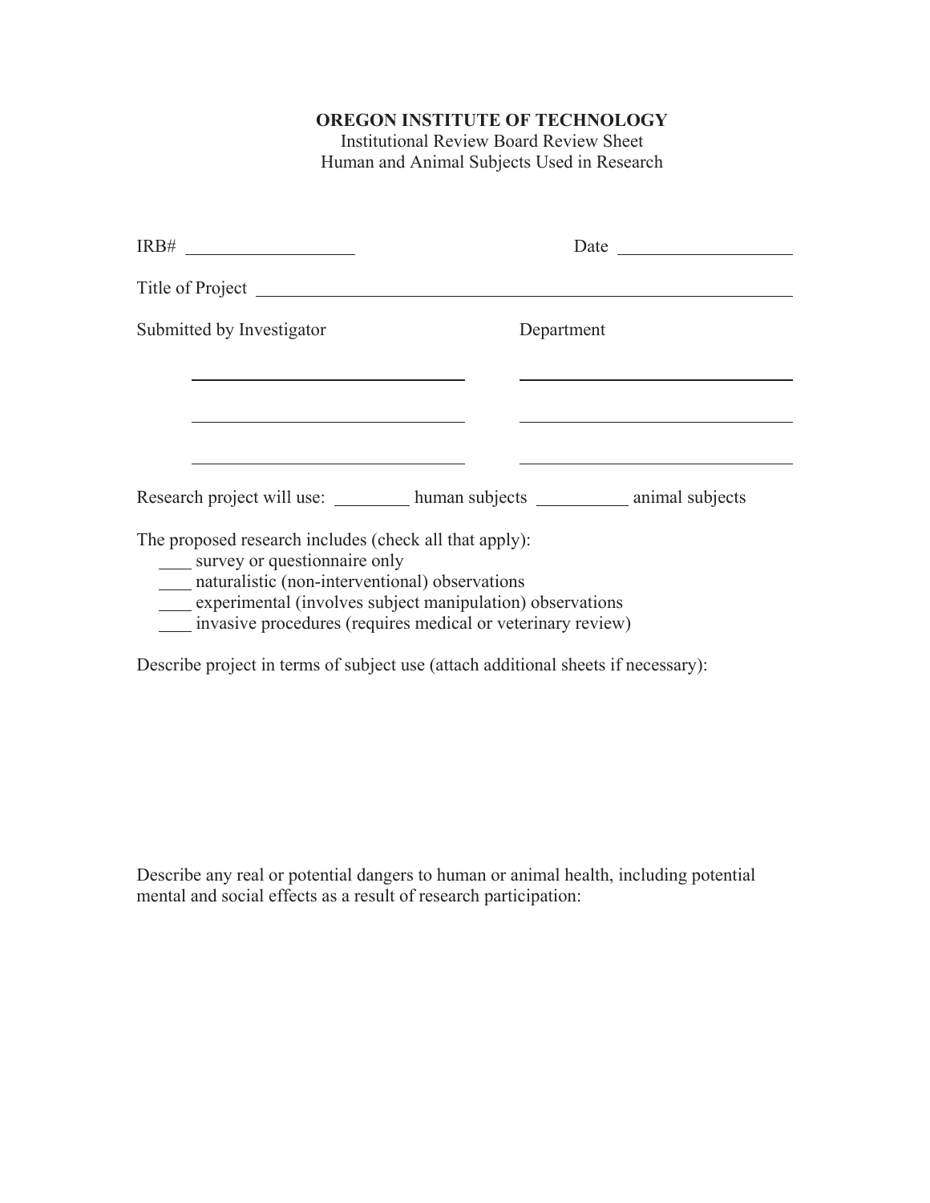**OREGON INSTITUTE OF TECHNOLOGY**

Institutional Review Board Review Sheet

Human and Animal Subjects Used in Research

IRB# ____________________ Date ____________________

Title of Project ____________________________________________________________

Submitted by Investigator Department

____________________________ ____________________________

____________________________ ____________________________

____________________________ ____________________________

Research project will use: ________ human subjects __________ animal subjects

The proposed research includes (check all that apply):

- ____ survey or questionnaire only
- ____ naturalistic (non-interventional) observations
- ____ experimental (involves subject manipulation) observations
- ____ invasive procedures (requires medical or veterinary review)

Describe project in terms of subject use (attach additional sheets if necessary):

Describe any real or potential dangers to human or animal health, including potential mental and social effects as a result of research participation: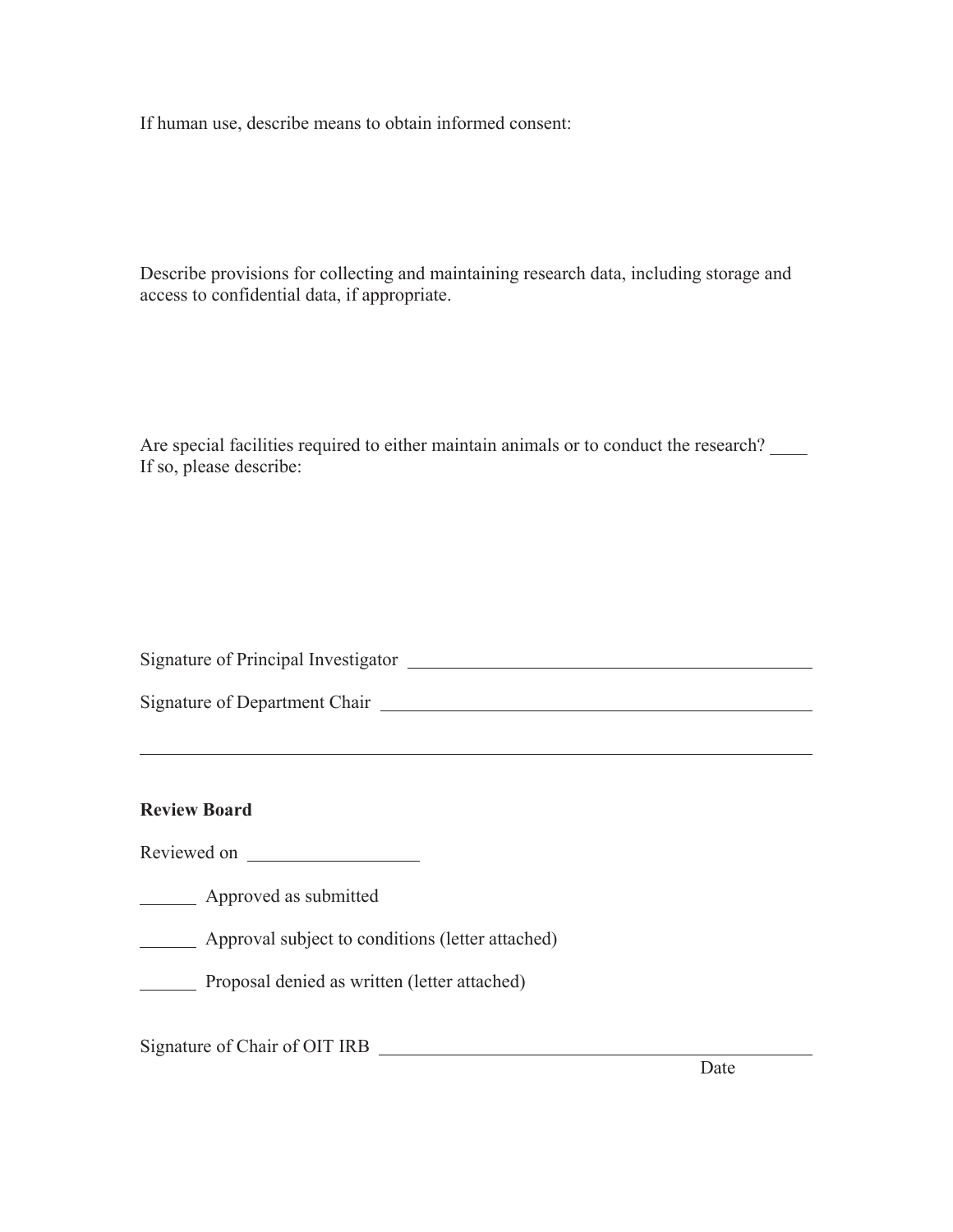If human use, describe means to obtain informed consent:

Describe provisions for collecting and maintaining research data, including storage and access to confidential data, if appropriate.

Are special facilities required to either maintain animals or to conduct the research? ____
If so, please describe:

Signature of Principal Investigator ______________________________________________

Signature of Department Chair ______________________________________________

---

**Review Board**

Reviewed on ____________________

______ Approved as submitted

______ Approval subject to conditions (letter attached)

______ Proposal denied as written (letter attached)

Signature of Chair of OIT IRB ______________________________________________
Date